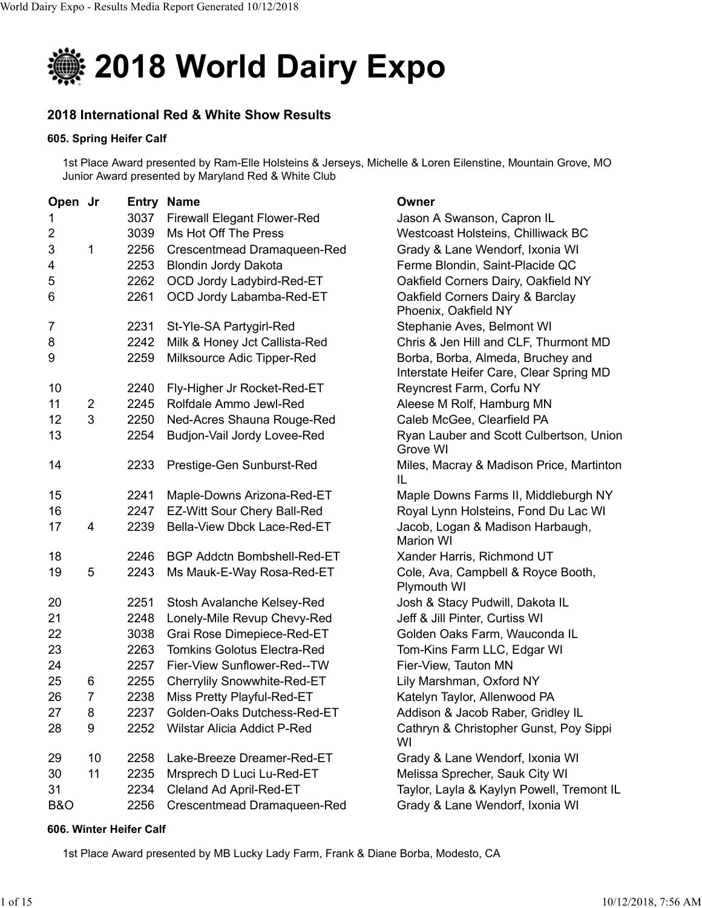# 2018 World Dairy Expo

## 2018 International Red & White Show Results

### 605. Spring Heifer Calf

1st Place Award presented by Ram-Elle Holsteins & Jerseys, Michelle & Loren Eilenstine, Mountain Grove, MO
Junior Award presented by Maryland Red & White Club

| Open | Jr | Entry | Name | Owner |
|---|---|---|---|---|
| 1 | | 3037 | Firewall Elegant Flower-Red | Jason A Swanson, Capron IL |
| 2 | | 3039 | Ms Hot Off The Press | Westcoast Holsteins, Chilliwack BC |
| 3 | 1 | 2256 | Crescentmead Dramaqueen-Red | Grady & Lane Wendorf, Ixonia WI |
| 4 | | 2253 | Blondin Jordy Dakota | Ferme Blondin, Saint-Placide QC |
| 5 | | 2262 | OCD Jordy Ladybird-Red-ET | Oakfield Corners Dairy, Oakfield NY |
| 6 | | 2261 | OCD Jordy Labamba-Red-ET | Oakfield Corners Dairy & Barclay Phoenix, Oakfield NY |
| 7 | | 2231 | St-Yle-SA Partygirl-Red | Stephanie Aves, Belmont WI |
| 8 | | 2242 | Milk & Honey Jct Callista-Red | Chris & Jen Hill and CLF, Thurmont MD |
| 9 | | 2259 | Milksource Adic Tipper-Red | Borba, Borba, Almeda, Bruchey and Interstate Heifer Care, Clear Spring MD |
| 10 | | 2240 | Fly-Higher Jr Rocket-Red-ET | Reyncrest Farm, Corfu NY |
| 11 | 2 | 2245 | Rolfdale Ammo Jewl-Red | Aleese M Rolf, Hamburg MN |
| 12 | 3 | 2250 | Ned-Acres Shauna Rouge-Red | Caleb McGee, Clearfield PA |
| 13 | | 2254 | Budjon-Vail Jordy Lovee-Red | Ryan Lauber and Scott Culbertson, Union Grove WI |
| 14 | | 2233 | Prestige-Gen Sunburst-Red | Miles, Macray & Madison Price, Martinton IL |
| 15 | | 2241 | Maple-Downs Arizona-Red-ET | Maple Downs Farms II, Middleburgh NY |
| 16 | | 2247 | EZ-Witt Sour Chery Ball-Red | Royal Lynn Holsteins, Fond Du Lac WI |
| 17 | 4 | 2239 | Bella-View Dbck Lace-Red-ET | Jacob, Logan & Madison Harbaugh, Marion WI |
| 18 | | 2246 | BGP Addctn Bombshell-Red-ET | Xander Harris, Richmond UT |
| 19 | 5 | 2243 | Ms Mauk-E-Way Rosa-Red-ET | Cole, Ava, Campbell & Royce Booth, Plymouth WI |
| 20 | | 2251 | Stosh Avalanche Kelsey-Red | Josh & Stacy Pudwill, Dakota IL |
| 21 | | 2248 | Lonely-Mile Revup Chevy-Red | Jeff & Jill Pinter, Curtiss WI |
| 22 | | 3038 | Grai Rose Dimepiece-Red-ET | Golden Oaks Farm, Wauconda IL |
| 23 | | 2263 | Tomkins Golotus Electra-Red | Tom-Kins Farm LLC, Edgar WI |
| 24 | | 2257 | Fier-View Sunflower-Red--TW | Fier-View, Tauton MN |
| 25 | 6 | 2255 | Cherrylily Snowwhite-Red-ET | Lily Marshman, Oxford NY |
| 26 | 7 | 2238 | Miss Pretty Playful-Red-ET | Katelyn Taylor, Allenwood PA |
| 27 | 8 | 2237 | Golden-Oaks Dutchess-Red-ET | Addison & Jacob Raber, Gridley IL |
| 28 | 9 | 2252 | Wilstar Alicia Addict P-Red | Cathryn & Christopher Gunst, Poy Sippi WI |
| 29 | 10 | 2258 | Lake-Breeze Dreamer-Red-ET | Grady & Lane Wendorf, Ixonia WI |
| 30 | 11 | 2235 | Mrsprech D Luci Lu-Red-ET | Melissa Sprecher, Sauk City WI |
| 31 | | 2234 | Cleland Ad April-Red-ET | Taylor, Layla & Kaylyn Powell, Tremont IL |
| B&O | | 2256 | Crescentmead Dramaqueen-Red | Grady & Lane Wendorf, Ixonia WI |

### 606. Winter Heifer Calf

1st Place Award presented by MB Lucky Lady Farm, Frank & Diane Borba, Modesto, CA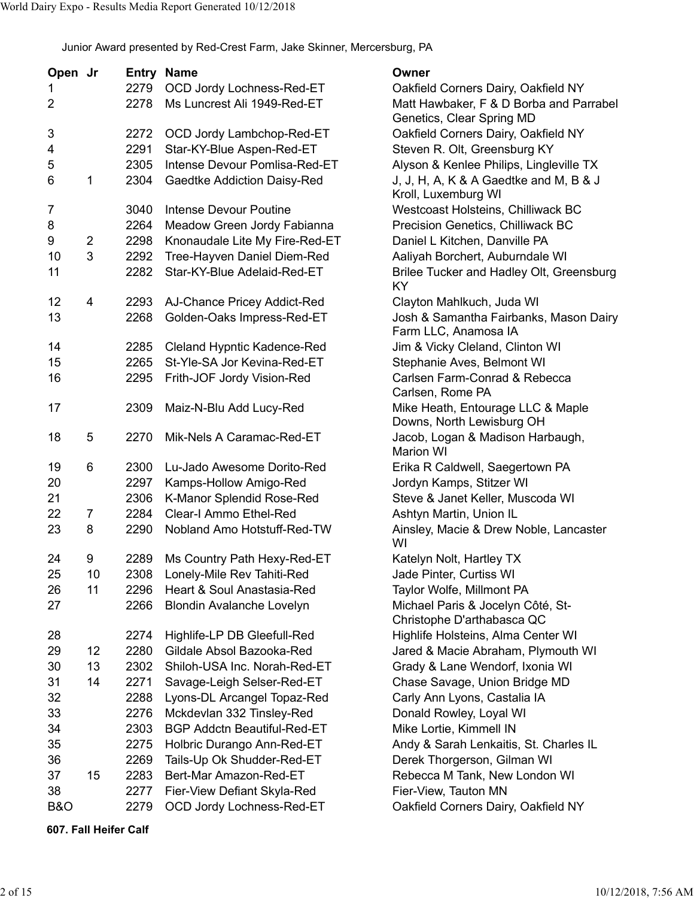Junior Award presented by Red-Crest Farm, Jake Skinner, Mercersburg, PA

| Open | Jr | Entry | Name | Owner |
|---|---|---|---|---|
| 1 | | 2279 | OCD Jordy Lochness-Red-ET | Oakfield Corners Dairy, Oakfield NY |
| 2 | | 2278 | Ms Luncrest Ali 1949-Red-ET | Matt Hawbaker, F & D Borba and Parrabel Genetics, Clear Spring MD |
| 3 | | 2272 | OCD Jordy Lambchop-Red-ET | Oakfield Corners Dairy, Oakfield NY |
| 4 | | 2291 | Star-KY-Blue Aspen-Red-ET | Steven R. Olt, Greensburg KY |
| 5 | | 2305 | Intense Devour Pomlisa-Red-ET | Alyson & Kenlee Philips, Lingleville TX |
| 6 | 1 | 2304 | Gaedtke Addiction Daisy-Red | J, J, H, A, K & A Gaedtke and M, B & J Kroll, Luxemburg WI |
| 7 | | 3040 | Intense Devour Poutine | Westcoast Holsteins, Chilliwack BC |
| 8 | | 2264 | Meadow Green Jordy Fabianna | Precision Genetics, Chilliwack BC |
| 9 | 2 | 2298 | Knonaudale Lite My Fire-Red-ET | Daniel L Kitchen, Danville PA |
| 10 | 3 | 2292 | Tree-Hayven Daniel Diem-Red | Aaliyah Borchert, Auburndale WI |
| 11 | | 2282 | Star-KY-Blue Adelaid-Red-ET | Brilee Tucker and Hadley Olt, Greensburg KY |
| 12 | 4 | 2293 | AJ-Chance Pricey Addict-Red | Clayton Mahlkuch, Juda WI |
| 13 | | 2268 | Golden-Oaks Impress-Red-ET | Josh & Samantha Fairbanks, Mason Dairy Farm LLC, Anamosa IA |
| 14 | | 2285 | Cleland Hypntic Kadence-Red | Jim & Vicky Cleland, Clinton WI |
| 15 | | 2265 | St-Yle-SA Jor Kevina-Red-ET | Stephanie Aves, Belmont WI |
| 16 | | 2295 | Frith-JOF Jordy Vision-Red | Carlsen Farm-Conrad & Rebecca Carlsen, Rome PA |
| 17 | | 2309 | Maiz-N-Blu Add Lucy-Red | Mike Heath, Entourage LLC & Maple Downs, North Lewisburg OH |
| 18 | 5 | 2270 | Mik-Nels A Caramac-Red-ET | Jacob, Logan & Madison Harbaugh, Marion WI |
| 19 | 6 | 2300 | Lu-Jado Awesome Dorito-Red | Erika R Caldwell, Saegertown PA |
| 20 | | 2297 | Kamps-Hollow Amigo-Red | Jordyn Kamps, Stitzer WI |
| 21 | | 2306 | K-Manor Splendid Rose-Red | Steve & Janet Keller, Muscoda WI |
| 22 | 7 | 2284 | Clear-I Ammo Ethel-Red | Ashtyn Martin, Union IL |
| 23 | 8 | 2290 | Nobland Amo Hotstuff-Red-TW | Ainsley, Macie & Drew Noble, Lancaster WI |
| 24 | 9 | 2289 | Ms Country Path Hexy-Red-ET | Katelyn Nolt, Hartley TX |
| 25 | 10 | 2308 | Lonely-Mile Rev Tahiti-Red | Jade Pinter, Curtiss WI |
| 26 | 11 | 2296 | Heart & Soul Anastasia-Red | Taylor Wolfe, Millmont PA |
| 27 | | 2266 | Blondin Avalanche Lovelyn | Michael Paris & Jocelyn Côté, St-Christophe D'arthabasca QC |
| 28 | | 2274 | Highlife-LP DB Gleefull-Red | Highlife Holsteins, Alma Center WI |
| 29 | 12 | 2280 | Gildale Absol Bazooka-Red | Jared & Macie Abraham, Plymouth WI |
| 30 | 13 | 2302 | Shiloh-USA Inc. Norah-Red-ET | Grady & Lane Wendorf, Ixonia WI |
| 31 | 14 | 2271 | Savage-Leigh Selser-Red-ET | Chase Savage, Union Bridge MD |
| 32 | | 2288 | Lyons-DL Arcangel Topaz-Red | Carly Ann Lyons, Castalia IA |
| 33 | | 2276 | Mckdevlan 332 Tinsley-Red | Donald Rowley, Loyal WI |
| 34 | | 2303 | BGP Addctn Beautiful-Red-ET | Mike Lortie, Kimmell IN |
| 35 | | 2275 | Holbric Durango Ann-Red-ET | Andy & Sarah Lenkaitis, St. Charles IL |
| 36 | | 2269 | Tails-Up Ok Shudder-Red-ET | Derek Thorgerson, Gilman WI |
| 37 | 15 | 2283 | Bert-Mar Amazon-Red-ET | Rebecca M Tank, New London WI |
| 38 | | 2277 | Fier-View Defiant Skyla-Red | Fier-View, Tauton MN |
| B&O | | 2279 | OCD Jordy Lochness-Red-ET | Oakfield Corners Dairy, Oakfield NY |

**607. Fall Heifer Calf**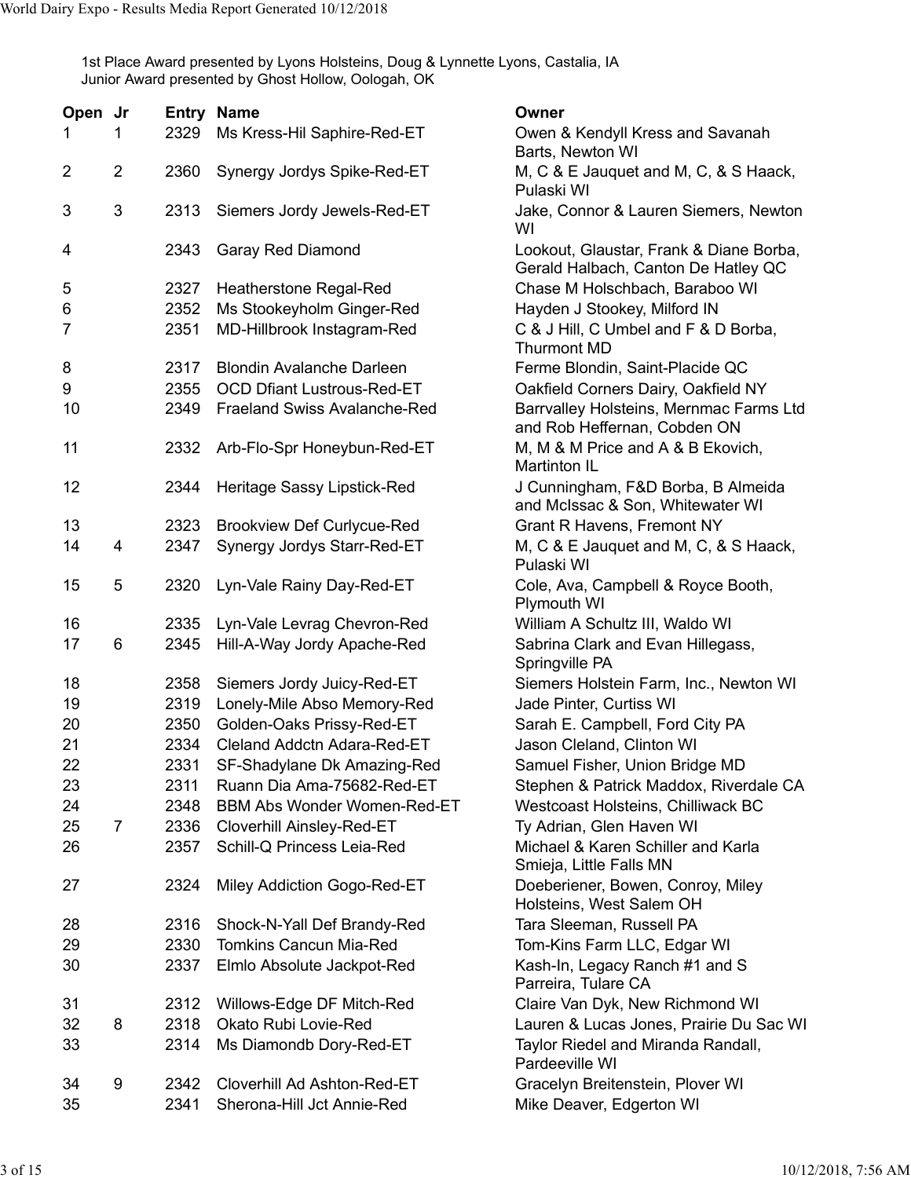1st Place Award presented by Lyons Holsteins, Doug & Lynnette Lyons, Castalia, IA
Junior Award presented by Ghost Hollow, Oologah, OK

| Open | Jr | Entry | Name | Owner |
|---|---|---|---|---|
| 1 | 1 | 2329 | Ms Kress-Hil Saphire-Red-ET | Owen & Kendyll Kress and Savanah Barts, Newton WI |
| 2 | 2 | 2360 | Synergy Jordys Spike-Red-ET | M, C & E Jauquet and M, C, & S Haack, Pulaski WI |
| 3 | 3 | 2313 | Siemers Jordy Jewels-Red-ET | Jake, Connor & Lauren Siemers, Newton WI |
| 4 | | 2343 | Garay Red Diamond | Lookout, Glaustar, Frank & Diane Borba, Gerald Halbach, Canton De Hatley QC |
| 5 | | 2327 | Heatherstone Regal-Red | Chase M Holschbach, Baraboo WI |
| 6 | | 2352 | Ms Stookeyholm Ginger-Red | Hayden J Stookey, Milford IN |
| 7 | | 2351 | MD-Hillbrook Instagram-Red | C & J Hill, C Umbel and F & D Borba, Thurmont MD |
| 8 | | 2317 | Blondin Avalanche Darleen | Ferme Blondin, Saint-Placide QC |
| 9 | | 2355 | OCD Dfiant Lustrous-Red-ET | Oakfield Corners Dairy, Oakfield NY |
| 10 | | 2349 | Fraeland Swiss Avalanche-Red | Barrvalley Holsteins, Mernmac Farms Ltd and Rob Heffernan, Cobden ON |
| 11 | | 2332 | Arb-Flo-Spr Honeybun-Red-ET | M, M & M Price and A & B Ekovich, Martinton IL |
| 12 | | 2344 | Heritage Sassy Lipstick-Red | J Cunningham, F&D Borba, B Almeida and McIssac & Son, Whitewater WI |
| 13 | | 2323 | Brookview Def Curlycue-Red | Grant R Havens, Fremont NY |
| 14 | 4 | 2347 | Synergy Jordys Starr-Red-ET | M, C & E Jauquet and M, C, & S Haack, Pulaski WI |
| 15 | 5 | 2320 | Lyn-Vale Rainy Day-Red-ET | Cole, Ava, Campbell & Royce Booth, Plymouth WI |
| 16 | | 2335 | Lyn-Vale Levrag Chevron-Red | William A Schultz III, Waldo WI |
| 17 | 6 | 2345 | Hill-A-Way Jordy Apache-Red | Sabrina Clark and Evan Hillegass, Springville PA |
| 18 | | 2358 | Siemers Jordy Juicy-Red-ET | Siemers Holstein Farm, Inc., Newton WI |
| 19 | | 2319 | Lonely-Mile Abso Memory-Red | Jade Pinter, Curtiss WI |
| 20 | | 2350 | Golden-Oaks Prissy-Red-ET | Sarah E. Campbell, Ford City PA |
| 21 | | 2334 | Cleland Addctn Adara-Red-ET | Jason Cleland, Clinton WI |
| 22 | | 2331 | SF-Shadylane Dk Amazing-Red | Samuel Fisher, Union Bridge MD |
| 23 | | 2311 | Ruann Dia Ama-75682-Red-ET | Stephen & Patrick Maddox, Riverdale CA |
| 24 | | 2348 | BBM Abs Wonder Women-Red-ET | Westcoast Holsteins, Chilliwack BC |
| 25 | 7 | 2336 | Cloverhill Ainsley-Red-ET | Ty Adrian, Glen Haven WI |
| 26 | | 2357 | Schill-Q Princess Leia-Red | Michael & Karen Schiller and Karla Smieja, Little Falls MN |
| 27 | | 2324 | Miley Addiction Gogo-Red-ET | Doeberiener, Bowen, Conroy, Miley Holsteins, West Salem OH |
| 28 | | 2316 | Shock-N-Yall Def Brandy-Red | Tara Sleeman, Russell PA |
| 29 | | 2330 | Tomkins Cancun Mia-Red | Tom-Kins Farm LLC, Edgar WI |
| 30 | | 2337 | Elmlo Absolute Jackpot-Red | Kash-In, Legacy Ranch #1 and S Parreira, Tulare CA |
| 31 | | 2312 | Willows-Edge DF Mitch-Red | Claire Van Dyk, New Richmond WI |
| 32 | 8 | 2318 | Okato Rubi Lovie-Red | Lauren & Lucas Jones, Prairie Du Sac WI |
| 33 | | 2314 | Ms Diamondb Dory-Red-ET | Taylor Riedel and Miranda Randall, Pardeeville WI |
| 34 | 9 | 2342 | Cloverhill Ad Ashton-Red-ET | Gracelyn Breitenstein, Plover WI |
| 35 | | 2341 | Sherona-Hill Jct Annie-Red | Mike Deaver, Edgerton WI |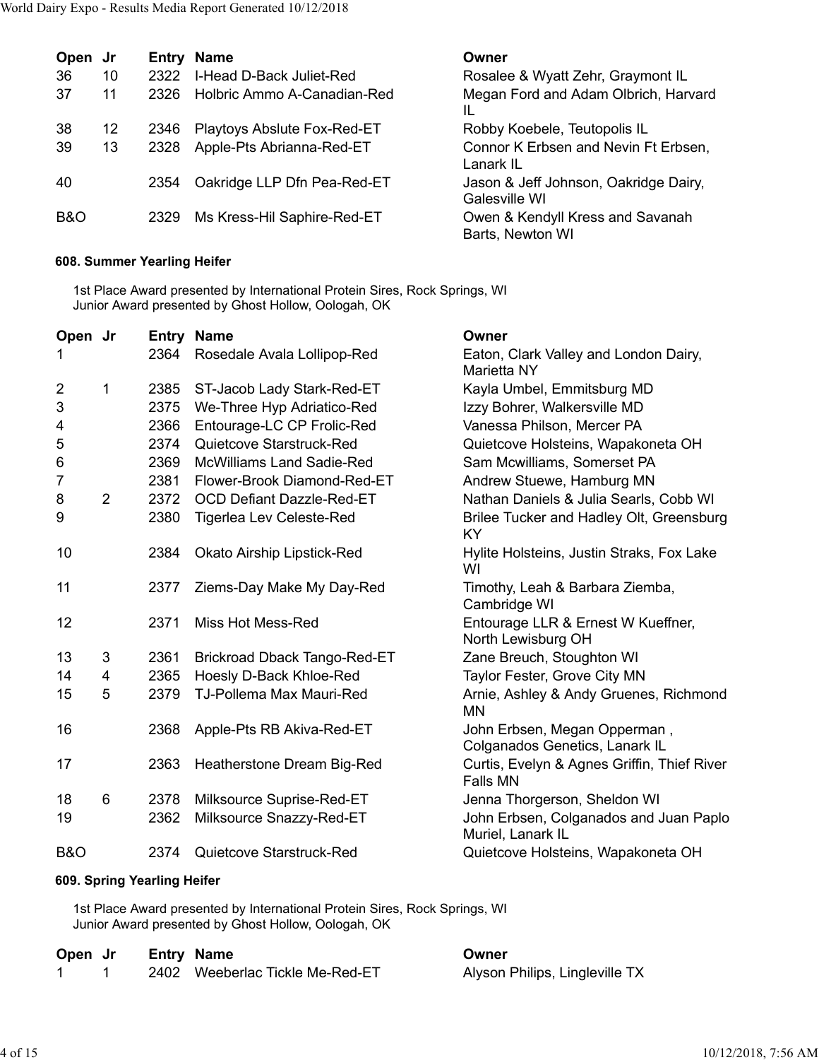| Open | Jr | Entry | Name | Owner |
|---|---|---|---|---|
| 36 | 10 | 2322 | I-Head D-Back Juliet-Red | Rosalee & Wyatt Zehr, Graymont IL |
| 37 | 11 | 2326 | Holbric Ammo A-Canadian-Red | Megan Ford and Adam Olbrich, Harvard IL |
| 38 | 12 | 2346 | Playtoys Abslute Fox-Red-ET | Robby Koebele, Teutopolis IL |
| 39 | 13 | 2328 | Apple-Pts Abrianna-Red-ET | Connor K Erbsen and Nevin Ft Erbsen, Lanark IL |
| 40 | | 2354 | Oakridge LLP Dfn Pea-Red-ET | Jason & Jeff Johnson, Oakridge Dairy, Galesville WI |
| B&O | | 2329 | Ms Kress-Hil Saphire-Red-ET | Owen & Kendyll Kress and Savanah Barts, Newton WI |

#### 608. Summer Yearling Heifer

1st Place Award presented by International Protein Sires, Rock Springs, WI
Junior Award presented by Ghost Hollow, Oologah, OK

| Open | Jr | Entry | Name | Owner |
|---|---|---|---|---|
| 1 | | 2364 | Rosedale Avala Lollipop-Red | Eaton, Clark Valley and London Dairy, Marietta NY |
| 2 | 1 | 2385 | ST-Jacob Lady Stark-Red-ET | Kayla Umbel, Emmitsburg MD |
| 3 | | 2375 | We-Three Hyp Adriatico-Red | Izzy Bohrer, Walkersville MD |
| 4 | | 2366 | Entourage-LC CP Frolic-Red | Vanessa Philson, Mercer PA |
| 5 | | 2374 | Quietcove Starstruck-Red | Quietcove Holsteins, Wapakoneta OH |
| 6 | | 2369 | McWilliams Land Sadie-Red | Sam Mcwilliams, Somerset PA |
| 7 | | 2381 | Flower-Brook Diamond-Red-ET | Andrew Stuewe, Hamburg MN |
| 8 | 2 | 2372 | OCD Defiant Dazzle-Red-ET | Nathan Daniels & Julia Searls, Cobb WI |
| 9 | | 2380 | Tigerlea Lev Celeste-Red | Brilee Tucker and Hadley Olt, Greensburg KY |
| 10 | | 2384 | Okato Airship Lipstick-Red | Hylite Holsteins, Justin Straks, Fox Lake WI |
| 11 | | 2377 | Ziems-Day Make My Day-Red | Timothy, Leah & Barbara Ziemba, Cambridge WI |
| 12 | | 2371 | Miss Hot Mess-Red | Entourage LLR & Ernest W Kueffner, North Lewisburg OH |
| 13 | 3 | 2361 | Brickroad Dback Tango-Red-ET | Zane Breuch, Stoughton WI |
| 14 | 4 | 2365 | Hoesly D-Back Khloe-Red | Taylor Fester, Grove City MN |
| 15 | 5 | 2379 | TJ-Pollema Max Mauri-Red | Arnie, Ashley & Andy Gruenes, Richmond MN |
| 16 | | 2368 | Apple-Pts RB Akiva-Red-ET | John Erbsen, Megan Opperman , Colganados Genetics, Lanark IL |
| 17 | | 2363 | Heatherstone Dream Big-Red | Curtis, Evelyn & Agnes Griffin, Thief River Falls MN |
| 18 | 6 | 2378 | Milksource Suprise-Red-ET | Jenna Thorgerson, Sheldon WI |
| 19 | | 2362 | Milksource Snazzy-Red-ET | John Erbsen, Colganados and Juan Paplo Muriel, Lanark IL |
| B&O | | 2374 | Quietcove Starstruck-Red | Quietcove Holsteins, Wapakoneta OH |

#### 609. Spring Yearling Heifer

1st Place Award presented by International Protein Sires, Rock Springs, WI
Junior Award presented by Ghost Hollow, Oologah, OK

| Open | Jr | Entry | Name | Owner |
|---|---|---|---|---|
| 1 | 1 | 2402 | Weeberlac Tickle Me-Red-ET | Alyson Philips, Lingleville TX |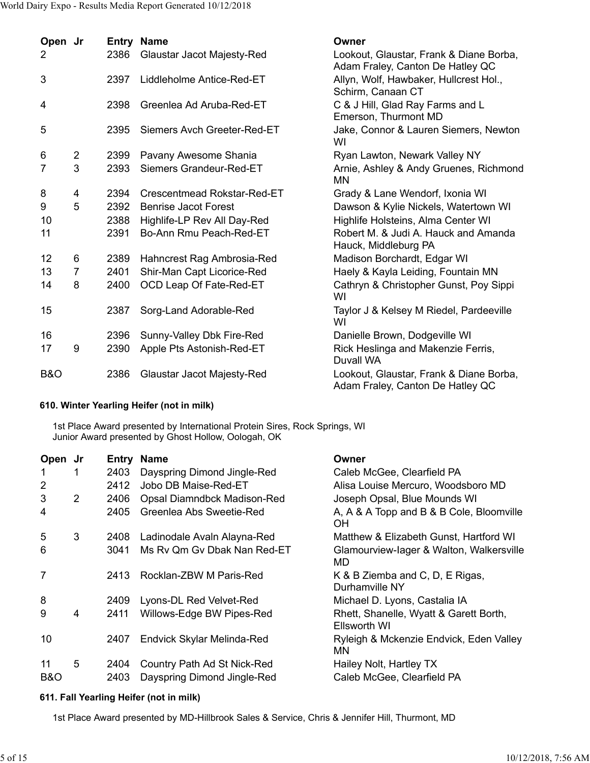| Open | Jr | Entry | Name | Owner |
|---|---|---|---|---|
| 2 | | 2386 | Glaustar Jacot Majesty-Red | Lookout, Glaustar, Frank & Diane Borba, Adam Fraley, Canton De Hatley QC |
| 3 | | 2397 | Liddleholme Antice-Red-ET | Allyn, Wolf, Hawbaker, Hullcrest Hol., Schirm, Canaan CT |
| 4 | | 2398 | Greenlea Ad Aruba-Red-ET | C & J Hill, Glad Ray Farms and L Emerson, Thurmont MD |
| 5 | | 2395 | Siemers Avch Greeter-Red-ET | Jake, Connor & Lauren Siemers, Newton WI |
| 6 | 2 | 2399 | Pavany Awesome Shania | Ryan Lawton, Newark Valley NY |
| 7 | 3 | 2393 | Siemers Grandeur-Red-ET | Arnie, Ashley & Andy Gruenes, Richmond MN |
| 8 | 4 | 2394 | Crescentmead Rokstar-Red-ET | Grady & Lane Wendorf, Ixonia WI |
| 9 | 5 | 2392 | Benrise Jacot Forest | Dawson & Kylie Nickels, Watertown WI |
| 10 | | 2388 | Highlife-LP Rev All Day-Red | Highlife Holsteins, Alma Center WI |
| 11 | | 2391 | Bo-Ann Rmu Peach-Red-ET | Robert M. & Judi A. Hauck and Amanda Hauck, Middleburg PA |
| 12 | 6 | 2389 | Hahncrest Rag Ambrosia-Red | Madison Borchardt, Edgar WI |
| 13 | 7 | 2401 | Shir-Man Capt Licorice-Red | Haely & Kayla Leiding, Fountain MN |
| 14 | 8 | 2400 | OCD Leap Of Fate-Red-ET | Cathryn & Christopher Gunst, Poy Sippi WI |
| 15 | | 2387 | Sorg-Land Adorable-Red | Taylor J & Kelsey M Riedel, Pardeeville WI |
| 16 | | 2396 | Sunny-Valley Dbk Fire-Red | Danielle Brown, Dodgeville WI |
| 17 | 9 | 2390 | Apple Pts Astonish-Red-ET | Rick Heslinga and Makenzie Ferris, Duvall WA |
| B&O | | 2386 | Glaustar Jacot Majesty-Red | Lookout, Glaustar, Frank & Diane Borba, Adam Fraley, Canton De Hatley QC |

**610. Winter Yearling Heifer (not in milk)**

1st Place Award presented by International Protein Sires, Rock Springs, WI
Junior Award presented by Ghost Hollow, Oologah, OK

| Open | Jr | Entry | Name | Owner |
|---|---|---|---|---|
| 1 | 1 | 2403 | Dayspring Dimond Jingle-Red | Caleb McGee, Clearfield PA |
| 2 | | 2412 | Jobo DB Maise-Red-ET | Alisa Louise Mercuro, Woodsboro MD |
| 3 | 2 | 2406 | Opsal Diamndbck Madison-Red | Joseph Opsal, Blue Mounds WI |
| 4 | | 2405 | Greenlea Abs Sweetie-Red | A, A & A Topp and B & B Cole, Bloomville OH |
| 5 | 3 | 2408 | Ladinodale Avaln Alayna-Red | Matthew & Elizabeth Gunst, Hartford WI |
| 6 | | 3041 | Ms Rv Qm Gv Dbak Nan Red-ET | Glamourview-Iager & Walton, Walkersville MD |
| 7 | | 2413 | Rocklan-ZBW M Paris-Red | K & B Ziemba and C, D, E Rigas, Durhamville NY |
| 8 | | 2409 | Lyons-DL Red Velvet-Red | Michael D. Lyons, Castalia IA |
| 9 | 4 | 2411 | Willows-Edge BW Pipes-Red | Rhett, Shanelle, Wyatt & Garett Borth, Ellsworth WI |
| 10 | | 2407 | Endvick Skylar Melinda-Red | Ryleigh & Mckenzie Endvick, Eden Valley MN |
| 11 | 5 | 2404 | Country Path Ad St Nick-Red | Hailey Nolt, Hartley TX |
| B&O | | 2403 | Dayspring Dimond Jingle-Red | Caleb McGee, Clearfield PA |

**611. Fall Yearling Heifer (not in milk)**

1st Place Award presented by MD-Hillbrook Sales & Service, Chris & Jennifer Hill, Thurmont, MD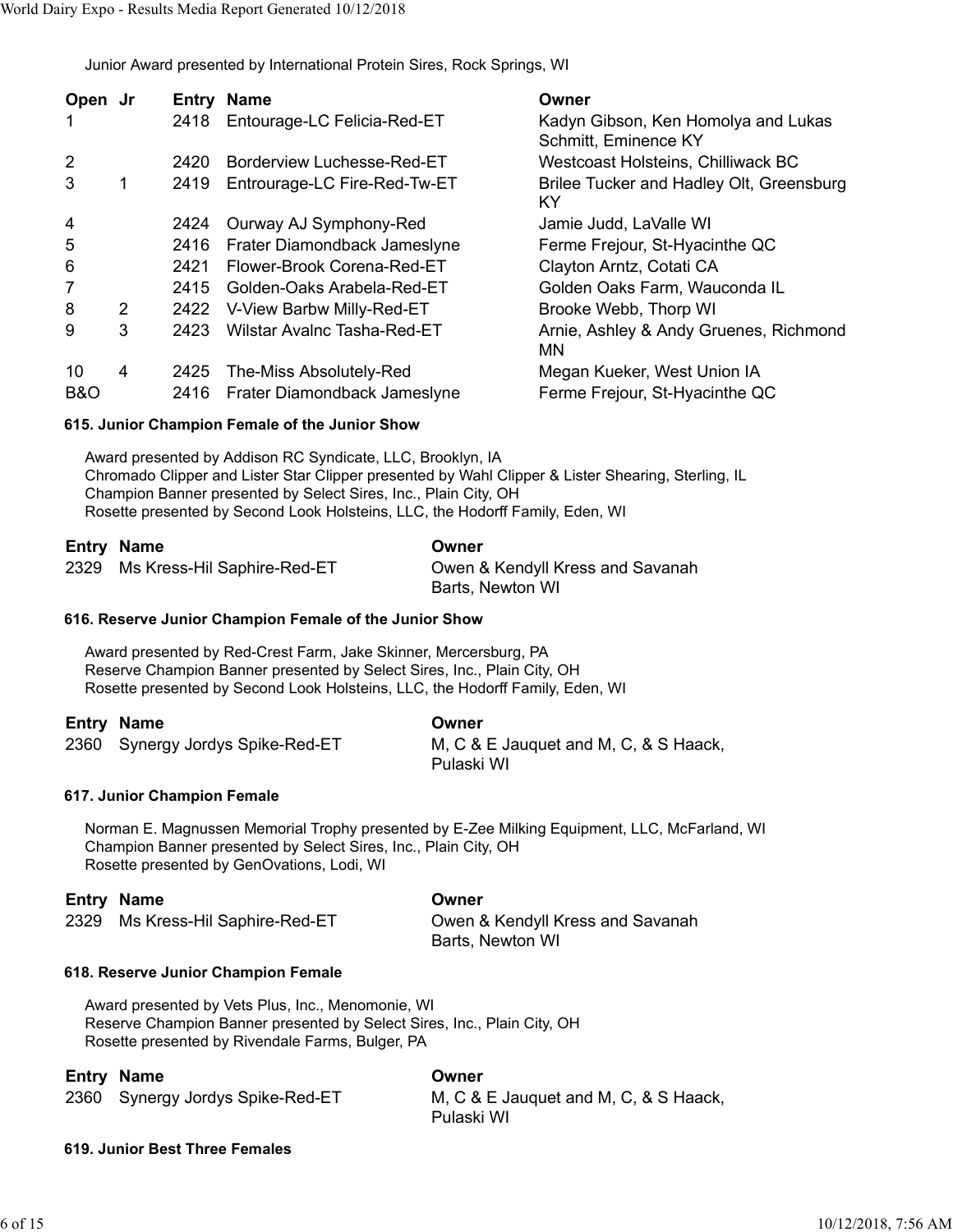Junior Award presented by International Protein Sires, Rock Springs, WI

| Open | Jr | Entry | Name | Owner |
|---|---|---|---|---|
| 1 | | 2418 | Entourage-LC Felicia-Red-ET | Kadyn Gibson, Ken Homolya and Lukas Schmitt, Eminence KY |
| 2 | | 2420 | Borderview Luchesse-Red-ET | Westcoast Holsteins, Chilliwack BC |
| 3 | 1 | 2419 | Entrourage-LC Fire-Red-Tw-ET | Brilee Tucker and Hadley Olt, Greensburg KY |
| 4 | | 2424 | Ourway AJ Symphony-Red | Jamie Judd, LaValle WI |
| 5 | | 2416 | Frater Diamondback Jameslyne | Ferme Frejour, St-Hyacinthe QC |
| 6 | | 2421 | Flower-Brook Corena-Red-ET | Clayton Arntz, Cotati CA |
| 7 | | 2415 | Golden-Oaks Arabela-Red-ET | Golden Oaks Farm, Wauconda IL |
| 8 | 2 | 2422 | V-View Barbw Milly-Red-ET | Brooke Webb, Thorp WI |
| 9 | 3 | 2423 | Wilstar Avalnc Tasha-Red-ET | Arnie, Ashley & Andy Gruenes, Richmond MN |
| 10 | 4 | 2425 | The-Miss Absolutely-Red | Megan Kueker, West Union IA |
| B&O | | 2416 | Frater Diamondback Jameslyne | Ferme Frejour, St-Hyacinthe QC |

#### 615. Junior Champion Female of the Junior Show

Award presented by Addison RC Syndicate, LLC, Brooklyn, IA
Chromado Clipper and Lister Star Clipper presented by Wahl Clipper & Lister Shearing, Sterling, IL
Champion Banner presented by Select Sires, Inc., Plain City, OH
Rosette presented by Second Look Holsteins, LLC, the Hodorff Family, Eden, WI

| Entry | Name | Owner |
|---|---|---|
| 2329 | Ms Kress-Hil Saphire-Red-ET | Owen & Kendyll Kress and Savanah Barts, Newton WI |

#### 616. Reserve Junior Champion Female of the Junior Show

Award presented by Red-Crest Farm, Jake Skinner, Mercersburg, PA
Reserve Champion Banner presented by Select Sires, Inc., Plain City, OH
Rosette presented by Second Look Holsteins, LLC, the Hodorff Family, Eden, WI

| Entry | Name | Owner |
|---|---|---|
| 2360 | Synergy Jordys Spike-Red-ET | M, C & E Jauquet and M, C, & S Haack, Pulaski WI |

#### 617. Junior Champion Female

Norman E. Magnussen Memorial Trophy presented by E-Zee Milking Equipment, LLC, McFarland, WI
Champion Banner presented by Select Sires, Inc., Plain City, OH
Rosette presented by GenOvations, Lodi, WI

| Entry | Name | Owner |
|---|---|---|
| 2329 | Ms Kress-Hil Saphire-Red-ET | Owen & Kendyll Kress and Savanah Barts, Newton WI |

#### 618. Reserve Junior Champion Female

Award presented by Vets Plus, Inc., Menomonie, WI
Reserve Champion Banner presented by Select Sires, Inc., Plain City, OH
Rosette presented by Rivendale Farms, Bulger, PA

| Entry | Name | Owner |
|---|---|---|
| 2360 | Synergy Jordys Spike-Red-ET | M, C & E Jauquet and M, C, & S Haack, Pulaski WI |

#### 619. Junior Best Three Females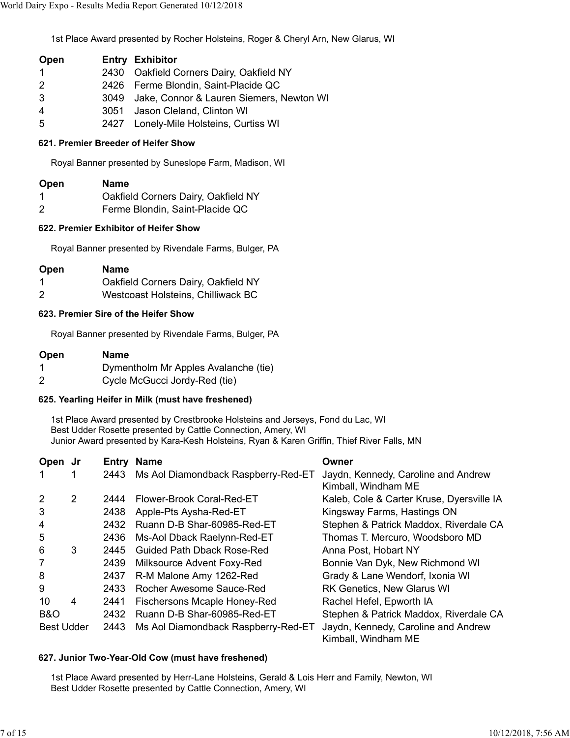1st Place Award presented by Rocher Holsteins, Roger & Cheryl Arn, New Glarus, WI

| Open | Entry | Exhibitor |
|---|---|---|
| 1 | 2430 | Oakfield Corners Dairy, Oakfield NY |
| 2 | 2426 | Ferme Blondin, Saint-Placide QC |
| 3 | 3049 | Jake, Connor & Lauren Siemers, Newton WI |
| 4 | 3051 | Jason Cleland, Clinton WI |
| 5 | 2427 | Lonely-Mile Holsteins, Curtiss WI |

#### 621. Premier Breeder of Heifer Show

Royal Banner presented by Suneslope Farm, Madison, WI

| Open | Name |
|---|---|
| 1 | Oakfield Corners Dairy, Oakfield NY |
| 2 | Ferme Blondin, Saint-Placide QC |

#### 622. Premier Exhibitor of Heifer Show

Royal Banner presented by Rivendale Farms, Bulger, PA

| Open | Name |
|---|---|
| 1 | Oakfield Corners Dairy, Oakfield NY |
| 2 | Westcoast Holsteins, Chilliwack BC |

#### 623. Premier Sire of the Heifer Show

Royal Banner presented by Rivendale Farms, Bulger, PA

| Open | Name |
|---|---|
| 1 | Dymentholm Mr Apples Avalanche (tie) |
| 2 | Cycle McGucci Jordy-Red (tie) |

#### 625. Yearling Heifer in Milk (must have freshened)

1st Place Award presented by Crestbrooke Holsteins and Jerseys, Fond du Lac, WI
Best Udder Rosette presented by Cattle Connection, Amery, WI
Junior Award presented by Kara-Kesh Holsteins, Ryan & Karen Griffin, Thief River Falls, MN

| Open | Jr | Entry | Name | Owner |
|---|---|---|---|---|
| 1 | 1 | 2443 | Ms Aol Diamondback Raspberry-Red-ET | Jaydn, Kennedy, Caroline and Andrew Kimball, Windham ME |
| 2 | 2 | 2444 | Flower-Brook Coral-Red-ET | Kaleb, Cole & Carter Kruse, Dyersville IA |
| 3 | | 2438 | Apple-Pts Aysha-Red-ET | Kingsway Farms, Hastings ON |
| 4 | | 2432 | Ruann D-B Shar-60985-Red-ET | Stephen & Patrick Maddox, Riverdale CA |
| 5 | | 2436 | Ms-Aol Dback Raelynn-Red-ET | Thomas T. Mercuro, Woodsboro MD |
| 6 | 3 | 2445 | Guided Path Dback Rose-Red | Anna Post, Hobart NY |
| 7 | | 2439 | Milksource Advent Foxy-Red | Bonnie Van Dyk, New Richmond WI |
| 8 | | 2437 | R-M Malone Amy 1262-Red | Grady & Lane Wendorf, Ixonia WI |
| 9 | | 2433 | Rocher Awesome Sauce-Red | RK Genetics, New Glarus WI |
| 10 | 4 | 2441 | Fischersons Mcaple Honey-Red | Rachel Hefel, Epworth IA |
| B&O | | 2432 | Ruann D-B Shar-60985-Red-ET | Stephen & Patrick Maddox, Riverdale CA |
| Best Udder | | 2443 | Ms Aol Diamondback Raspberry-Red-ET | Jaydn, Kennedy, Caroline and Andrew Kimball, Windham ME |

#### 627. Junior Two-Year-Old Cow (must have freshened)

1st Place Award presented by Herr-Lane Holsteins, Gerald & Lois Herr and Family, Newton, WI
Best Udder Rosette presented by Cattle Connection, Amery, WI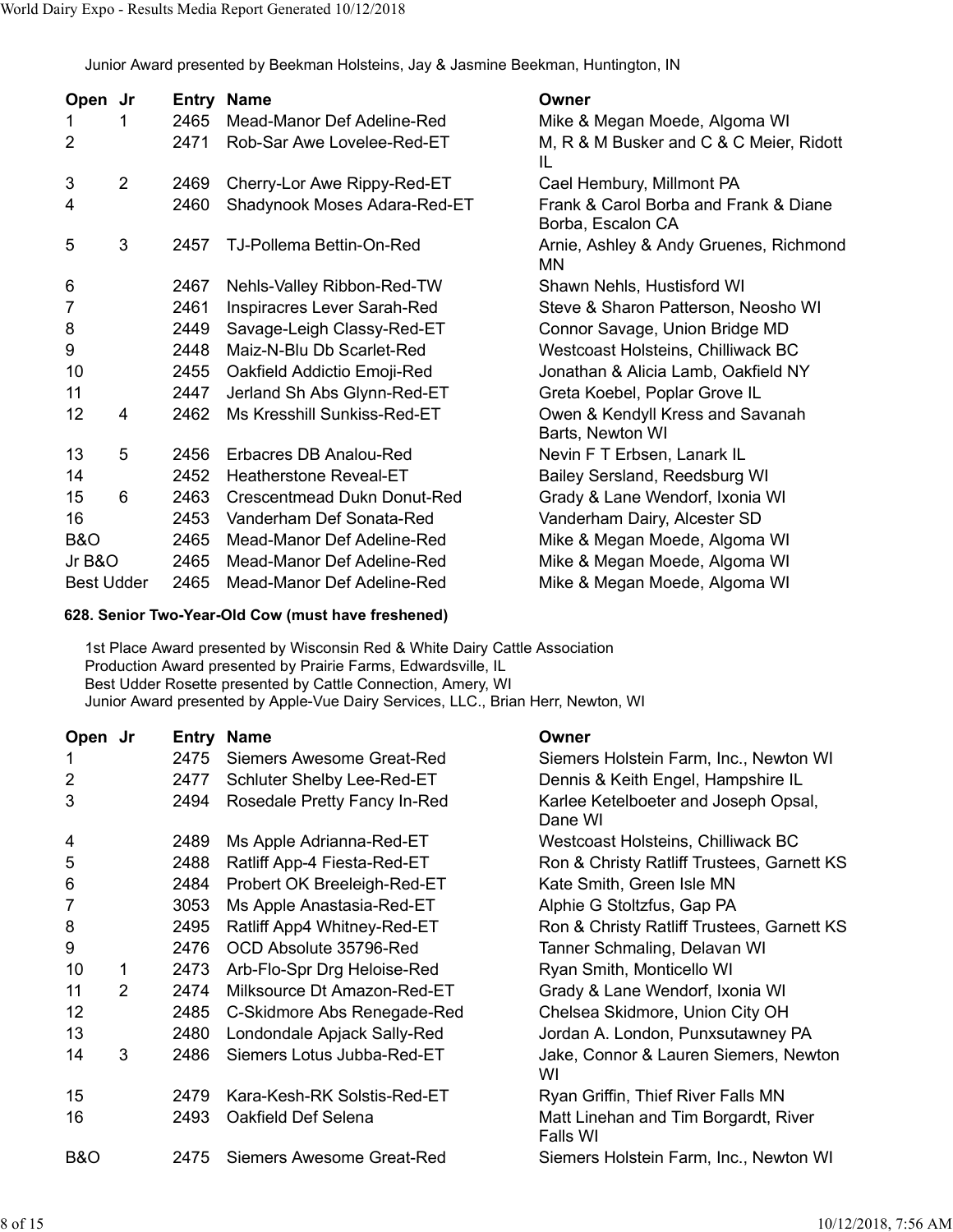Junior Award presented by Beekman Holsteins, Jay & Jasmine Beekman, Huntington, IN

| Open | Jr | Entry | Name | Owner |
|---|---|---|---|---|
| 1 | 1 | 2465 | Mead-Manor Def Adeline-Red | Mike & Megan Moede, Algoma WI |
| 2 | | 2471 | Rob-Sar Awe Lovelee-Red-ET | M, R & M Busker and C & C Meier, Ridott IL |
| 3 | 2 | 2469 | Cherry-Lor Awe Rippy-Red-ET | Cael Hembury, Millmont PA |
| 4 | | 2460 | Shadynook Moses Adara-Red-ET | Frank & Carol Borba and Frank & Diane Borba, Escalon CA |
| 5 | 3 | 2457 | TJ-Pollema Bettin-On-Red | Arnie, Ashley & Andy Gruenes, Richmond MN |
| 6 | | 2467 | Nehls-Valley Ribbon-Red-TW | Shawn Nehls, Hustisford WI |
| 7 | | 2461 | Inspiracres Lever Sarah-Red | Steve & Sharon Patterson, Neosho WI |
| 8 | | 2449 | Savage-Leigh Classy-Red-ET | Connor Savage, Union Bridge MD |
| 9 | | 2448 | Maiz-N-Blu Db Scarlet-Red | Westcoast Holsteins, Chilliwack BC |
| 10 | | 2455 | Oakfield Addictio Emoji-Red | Jonathan & Alicia Lamb, Oakfield NY |
| 11 | | 2447 | Jerland Sh Abs Glynn-Red-ET | Greta Koebel, Poplar Grove IL |
| 12 | 4 | 2462 | Ms Kresshill Sunkiss-Red-ET | Owen & Kendyll Kress and Savanah Barts, Newton WI |
| 13 | 5 | 2456 | Erbacres DB Analou-Red | Nevin F T Erbsen, Lanark IL |
| 14 | | 2452 | Heatherstone Reveal-ET | Bailey Sersland, Reedsburg WI |
| 15 | 6 | 2463 | Crescentmead Dukn Donut-Red | Grady & Lane Wendorf, Ixonia WI |
| 16 | | 2453 | Vanderham Def Sonata-Red | Vanderham Dairy, Alcester SD |
| B&O | | 2465 | Mead-Manor Def Adeline-Red | Mike & Megan Moede, Algoma WI |
| Jr B&O | | 2465 | Mead-Manor Def Adeline-Red | Mike & Megan Moede, Algoma WI |
| Best Udder | | 2465 | Mead-Manor Def Adeline-Red | Mike & Megan Moede, Algoma WI |

**628. Senior Two-Year-Old Cow (must have freshened)**

1st Place Award presented by Wisconsin Red & White Dairy Cattle Association
Production Award presented by Prairie Farms, Edwardsville, IL
Best Udder Rosette presented by Cattle Connection, Amery, WI
Junior Award presented by Apple-Vue Dairy Services, LLC., Brian Herr, Newton, WI

| Open | Jr | Entry | Name | Owner |
|---|---|---|---|---|
| 1 | | 2475 | Siemers Awesome Great-Red | Siemers Holstein Farm, Inc., Newton WI |
| 2 | | 2477 | Schluter Shelby Lee-Red-ET | Dennis & Keith Engel, Hampshire IL |
| 3 | | 2494 | Rosedale Pretty Fancy In-Red | Karlee Ketelboeter and Joseph Opsal, Dane WI |
| 4 | | 2489 | Ms Apple Adrianna-Red-ET | Westcoast Holsteins, Chilliwack BC |
| 5 | | 2488 | Ratliff App-4 Fiesta-Red-ET | Ron & Christy Ratliff Trustees, Garnett KS |
| 6 | | 2484 | Probert OK Breeleigh-Red-ET | Kate Smith, Green Isle MN |
| 7 | | 3053 | Ms Apple Anastasia-Red-ET | Alphie G Stoltzfus, Gap PA |
| 8 | | 2495 | Ratliff App4 Whitney-Red-ET | Ron & Christy Ratliff Trustees, Garnett KS |
| 9 | | 2476 | OCD Absolute 35796-Red | Tanner Schmaling, Delavan WI |
| 10 | 1 | 2473 | Arb-Flo-Spr Drg Heloise-Red | Ryan Smith, Monticello WI |
| 11 | 2 | 2474 | Milksource Dt Amazon-Red-ET | Grady & Lane Wendorf, Ixonia WI |
| 12 | | 2485 | C-Skidmore Abs Renegade-Red | Chelsea Skidmore, Union City OH |
| 13 | | 2480 | Londondale Apjack Sally-Red | Jordan A. London, Punxsutawney PA |
| 14 | 3 | 2486 | Siemers Lotus Jubba-Red-ET | Jake, Connor & Lauren Siemers, Newton WI |
| 15 | | 2479 | Kara-Kesh-RK Solstis-Red-ET | Ryan Griffin, Thief River Falls MN |
| 16 | | 2493 | Oakfield Def Selena | Matt Linehan and Tim Borgardt, River Falls WI |
| B&O | | 2475 | Siemers Awesome Great-Red | Siemers Holstein Farm, Inc., Newton WI |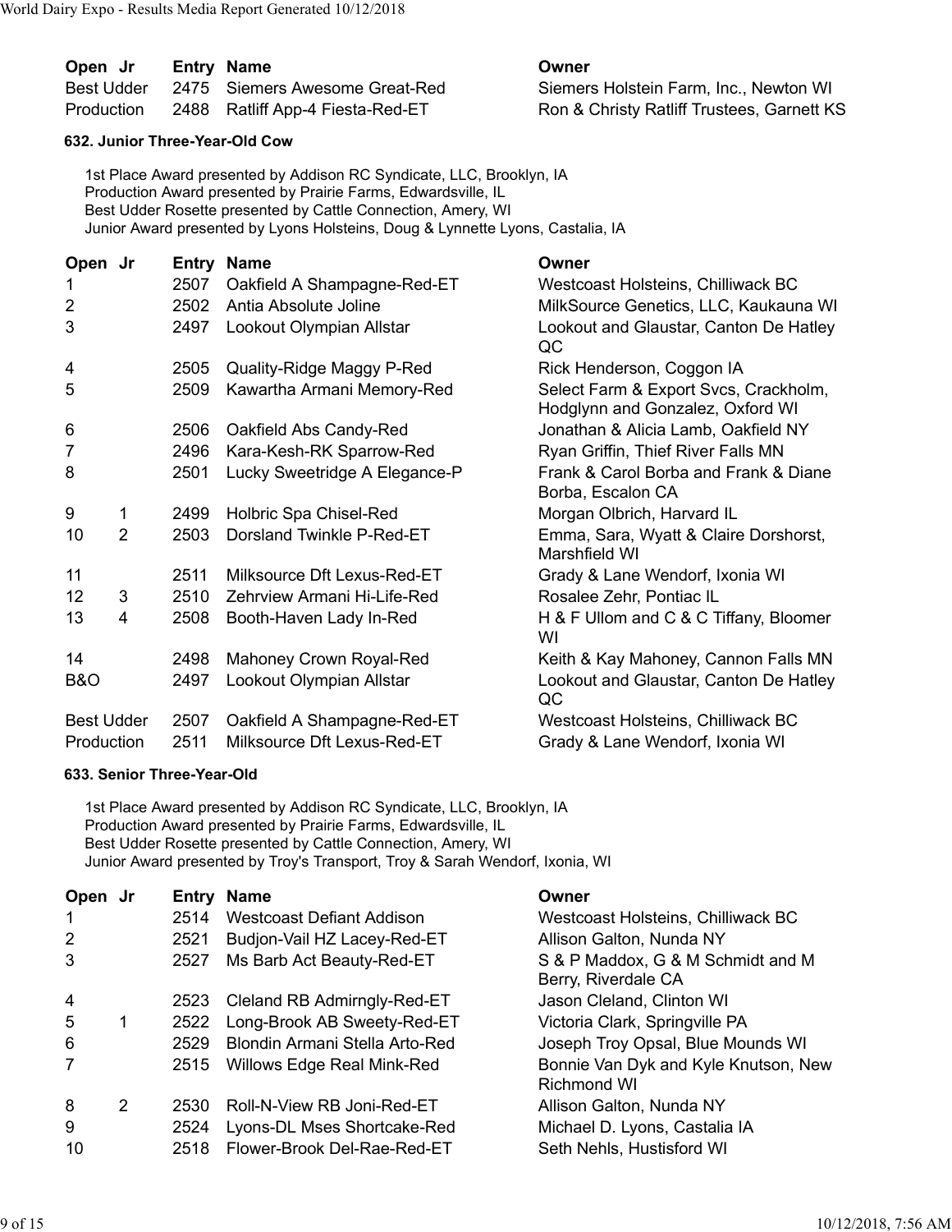| Open | Jr | Entry | Name | Owner |
|---|---|---|---|---|
| Best Udder | | 2475 | Siemers Awesome Great-Red | Siemers Holstein Farm, Inc., Newton WI |
| Production | | 2488 | Ratliff App-4 Fiesta-Red-ET | Ron & Christy Ratliff Trustees, Garnett KS |

#### 632. Junior Three-Year-Old Cow

1st Place Award presented by Addison RC Syndicate, LLC, Brooklyn, IA
Production Award presented by Prairie Farms, Edwardsville, IL
Best Udder Rosette presented by Cattle Connection, Amery, WI
Junior Award presented by Lyons Holsteins, Doug & Lynnette Lyons, Castalia, IA

| Open | Jr | Entry | Name | Owner |
|---|---|---|---|---|
| 1 | | 2507 | Oakfield A Shampagne-Red-ET | Westcoast Holsteins, Chilliwack BC |
| 2 | | 2502 | Antia Absolute Joline | MilkSource Genetics, LLC, Kaukauna WI |
| 3 | | 2497 | Lookout Olympian Allstar | Lookout and Glaustar, Canton De Hatley QC |
| 4 | | 2505 | Quality-Ridge Maggy P-Red | Rick Henderson, Coggon IA |
| 5 | | 2509 | Kawartha Armani Memory-Red | Select Farm & Export Svcs, Crackholm, Hodglynn and Gonzalez, Oxford WI |
| 6 | | 2506 | Oakfield Abs Candy-Red | Jonathan & Alicia Lamb, Oakfield NY |
| 7 | | 2496 | Kara-Kesh-RK Sparrow-Red | Ryan Griffin, Thief River Falls MN |
| 8 | | 2501 | Lucky Sweetridge A Elegance-P | Frank & Carol Borba and Frank & Diane Borba, Escalon CA |
| 9 | 1 | 2499 | Holbric Spa Chisel-Red | Morgan Olbrich, Harvard IL |
| 10 | 2 | 2503 | Dorsland Twinkle P-Red-ET | Emma, Sara, Wyatt & Claire Dorshorst, Marshfield WI |
| 11 | | 2511 | Milksource Dft Lexus-Red-ET | Grady & Lane Wendorf, Ixonia WI |
| 12 | 3 | 2510 | Zehrview Armani Hi-Life-Red | Rosalee Zehr, Pontiac IL |
| 13 | 4 | 2508 | Booth-Haven Lady In-Red | H & F Ullom and C & C Tiffany, Bloomer WI |
| 14 | | 2498 | Mahoney Crown Royal-Red | Keith & Kay Mahoney, Cannon Falls MN |
| B&O | | 2497 | Lookout Olympian Allstar | Lookout and Glaustar, Canton De Hatley QC |
| Best Udder | | 2507 | Oakfield A Shampagne-Red-ET | Westcoast Holsteins, Chilliwack BC |
| Production | | 2511 | Milksource Dft Lexus-Red-ET | Grady & Lane Wendorf, Ixonia WI |

#### 633. Senior Three-Year-Old

1st Place Award presented by Addison RC Syndicate, LLC, Brooklyn, IA
Production Award presented by Prairie Farms, Edwardsville, IL
Best Udder Rosette presented by Cattle Connection, Amery, WI
Junior Award presented by Troy's Transport, Troy & Sarah Wendorf, Ixonia, WI

| Open | Jr | Entry | Name | Owner |
|---|---|---|---|---|
| 1 | | 2514 | Westcoast Defiant Addison | Westcoast Holsteins, Chilliwack BC |
| 2 | | 2521 | Budjon-Vail HZ Lacey-Red-ET | Allison Galton, Nunda NY |
| 3 | | 2527 | Ms Barb Act Beauty-Red-ET | S & P Maddox, G & M Schmidt and M Berry, Riverdale CA |
| 4 | | 2523 | Cleland RB Admirngly-Red-ET | Jason Cleland, Clinton WI |
| 5 | 1 | 2522 | Long-Brook AB Sweety-Red-ET | Victoria Clark, Springville PA |
| 6 | | 2529 | Blondin Armani Stella Arto-Red | Joseph Troy Opsal, Blue Mounds WI |
| 7 | | 2515 | Willows Edge Real Mink-Red | Bonnie Van Dyk and Kyle Knutson, New Richmond WI |
| 8 | 2 | 2530 | Roll-N-View RB Joni-Red-ET | Allison Galton, Nunda NY |
| 9 | | 2524 | Lyons-DL Mses Shortcake-Red | Michael D. Lyons, Castalia IA |
| 10 | | 2518 | Flower-Brook Del-Rae-Red-ET | Seth Nehls, Hustisford WI |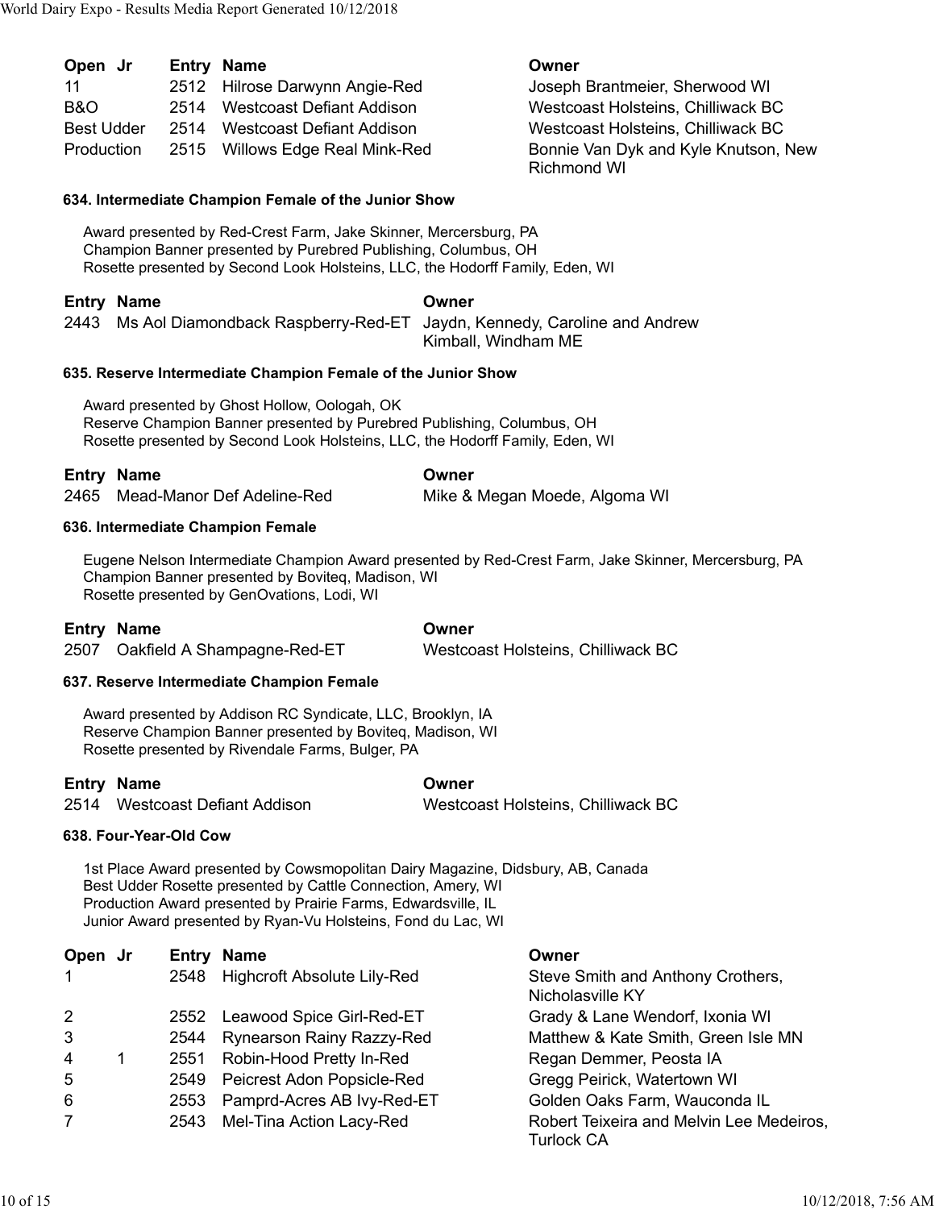| Open | Jr | Entry | Name | Owner |
|---|---|---|---|---|
| 11 | | 2512 | Hilrose Darwynn Angie-Red | Joseph Brantmeier, Sherwood WI |
| B&O | | 2514 | Westcoast Defiant Addison | Westcoast Holsteins, Chilliwack BC |
| Best Udder | | 2514 | Westcoast Defiant Addison | Westcoast Holsteins, Chilliwack BC |
| Production | | 2515 | Willows Edge Real Mink-Red | Bonnie Van Dyk and Kyle Knutson, New Richmond WI |

#### 634. Intermediate Champion Female of the Junior Show

Award presented by Red-Crest Farm, Jake Skinner, Mercersburg, PA
Champion Banner presented by Purebred Publishing, Columbus, OH
Rosette presented by Second Look Holsteins, LLC, the Hodorff Family, Eden, WI

| Entry | Name | Owner |
|---|---|---|
| 2443 | Ms Aol Diamondback Raspberry-Red-ET | Jaydn, Kennedy, Caroline and Andrew Kimball, Windham ME |

#### 635. Reserve Intermediate Champion Female of the Junior Show

Award presented by Ghost Hollow, Oologah, OK
Reserve Champion Banner presented by Purebred Publishing, Columbus, OH
Rosette presented by Second Look Holsteins, LLC, the Hodorff Family, Eden, WI

| Entry | Name | Owner |
|---|---|---|
| 2465 | Mead-Manor Def Adeline-Red | Mike & Megan Moede, Algoma WI |

#### 636. Intermediate Champion Female

Eugene Nelson Intermediate Champion Award presented by Red-Crest Farm, Jake Skinner, Mercersburg, PA
Champion Banner presented by Boviteq, Madison, WI
Rosette presented by GenOvations, Lodi, WI

| Entry | Name | Owner |
|---|---|---|
| 2507 | Oakfield A Shampagne-Red-ET | Westcoast Holsteins, Chilliwack BC |

#### 637. Reserve Intermediate Champion Female

Award presented by Addison RC Syndicate, LLC, Brooklyn, IA
Reserve Champion Banner presented by Boviteq, Madison, WI
Rosette presented by Rivendale Farms, Bulger, PA

| Entry | Name | Owner |
|---|---|---|
| 2514 | Westcoast Defiant Addison | Westcoast Holsteins, Chilliwack BC |

#### 638. Four-Year-Old Cow

1st Place Award presented by Cowsmopolitan Dairy Magazine, Didsbury, AB, Canada
Best Udder Rosette presented by Cattle Connection, Amery, WI
Production Award presented by Prairie Farms, Edwardsville, IL
Junior Award presented by Ryan-Vu Holsteins, Fond du Lac, WI

| Open | Jr | Entry | Name | Owner |
|---|---|---|---|---|
| 1 | | 2548 | Highcroft Absolute Lily-Red | Steve Smith and Anthony Crothers, Nicholasville KY |
| 2 | | 2552 | Leawood Spice Girl-Red-ET | Grady & Lane Wendorf, Ixonia WI |
| 3 | | 2544 | Rynearson Rainy Razzy-Red | Matthew & Kate Smith, Green Isle MN |
| 4 | 1 | 2551 | Robin-Hood Pretty In-Red | Regan Demmer, Peosta IA |
| 5 | | 2549 | Peicrest Adon Popsicle-Red | Gregg Peirick, Watertown WI |
| 6 | | 2553 | Pamprd-Acres AB Ivy-Red-ET | Golden Oaks Farm, Wauconda IL |
| 7 | | 2543 | Mel-Tina Action Lacy-Red | Robert Teixeira and Melvin Lee Medeiros, Turlock CA |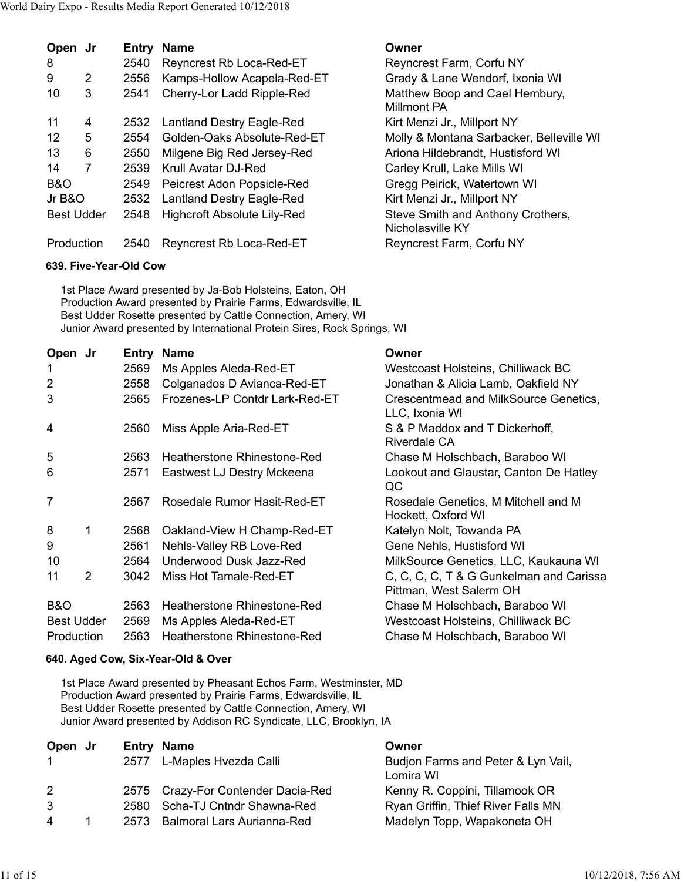| Open | Jr | Entry | Name | Owner |
|---|---|---|---|---|
| 8 | | 2540 | Reyncrest Rb Loca-Red-ET | Reyncrest Farm, Corfu NY |
| 9 | 2 | 2556 | Kamps-Hollow Acapela-Red-ET | Grady & Lane Wendorf, Ixonia WI |
| 10 | 3 | 2541 | Cherry-Lor Ladd Ripple-Red | Matthew Boop and Cael Hembury, Millmont PA |
| 11 | 4 | 2532 | Lantland Destry Eagle-Red | Kirt Menzi Jr., Millport NY |
| 12 | 5 | 2554 | Golden-Oaks Absolute-Red-ET | Molly & Montana Sarbacker, Belleville WI |
| 13 | 6 | 2550 | Milgene Big Red Jersey-Red | Ariona Hildebrandt, Hustisford WI |
| 14 | 7 | 2539 | Krull Avatar DJ-Red | Carley Krull, Lake Mills WI |
| B&O | | 2549 | Peicrest Adon Popsicle-Red | Gregg Peirick, Watertown WI |
| Jr B&O | | 2532 | Lantland Destry Eagle-Red | Kirt Menzi Jr., Millport NY |
| Best Udder | | 2548 | Highcroft Absolute Lily-Red | Steve Smith and Anthony Crothers, Nicholasville KY |
| Production | | 2540 | Reyncrest Rb Loca-Red-ET | Reyncrest Farm, Corfu NY |

#### 639. Five-Year-Old Cow

1st Place Award presented by Ja-Bob Holsteins, Eaton, OH
Production Award presented by Prairie Farms, Edwardsville, IL
Best Udder Rosette presented by Cattle Connection, Amery, WI
Junior Award presented by International Protein Sires, Rock Springs, WI

| Open | Jr | Entry | Name | Owner |
|---|---|---|---|---|
| 1 | | 2569 | Ms Apples Aleda-Red-ET | Westcoast Holsteins, Chilliwack BC |
| 2 | | 2558 | Colganados D Avianca-Red-ET | Jonathan & Alicia Lamb, Oakfield NY |
| 3 | | 2565 | Frozenes-LP Contdr Lark-Red-ET | Crescentmead and MilkSource Genetics, LLC, Ixonia WI |
| 4 | | 2560 | Miss Apple Aria-Red-ET | S & P Maddox and T Dickerhoff, Riverdale CA |
| 5 | | 2563 | Heatherstone Rhinestone-Red | Chase M Holschbach, Baraboo WI |
| 6 | | 2571 | Eastwest LJ Destry Mckeena | Lookout and Glaustar, Canton De Hatley QC |
| 7 | | 2567 | Rosedale Rumor Hasit-Red-ET | Rosedale Genetics, M Mitchell and M Hockett, Oxford WI |
| 8 | 1 | 2568 | Oakland-View H Champ-Red-ET | Katelyn Nolt, Towanda PA |
| 9 | | 2561 | Nehls-Valley RB Love-Red | Gene Nehls, Hustisford WI |
| 10 | | 2564 | Underwood Dusk Jazz-Red | MilkSource Genetics, LLC, Kaukauna WI |
| 11 | 2 | 3042 | Miss Hot Tamale-Red-ET | C, C, C, C, T & G Gunkelman and Carissa Pittman, West Salerm OH |
| B&O | | 2563 | Heatherstone Rhinestone-Red | Chase M Holschbach, Baraboo WI |
| Best Udder | | 2569 | Ms Apples Aleda-Red-ET | Westcoast Holsteins, Chilliwack BC |
| Production | | 2563 | Heatherstone Rhinestone-Red | Chase M Holschbach, Baraboo WI |

#### 640. Aged Cow, Six-Year-Old & Over

1st Place Award presented by Pheasant Echos Farm, Westminster, MD
Production Award presented by Prairie Farms, Edwardsville, IL
Best Udder Rosette presented by Cattle Connection, Amery, WI
Junior Award presented by Addison RC Syndicate, LLC, Brooklyn, IA

| Open | Jr | Entry | Name | Owner |
|---|---|---|---|---|
| 1 | | 2577 | L-Maples Hvezda Calli | Budjon Farms and Peter & Lyn Vail, Lomira WI |
| 2 | | 2575 | Crazy-For Contender Dacia-Red | Kenny R. Coppini, Tillamook OR |
| 3 | | 2580 | Scha-TJ Cntndr Shawna-Red | Ryan Griffin, Thief River Falls MN |
| 4 | 1 | 2573 | Balmoral Lars Aurianna-Red | Madelyn Topp, Wapakoneta OH |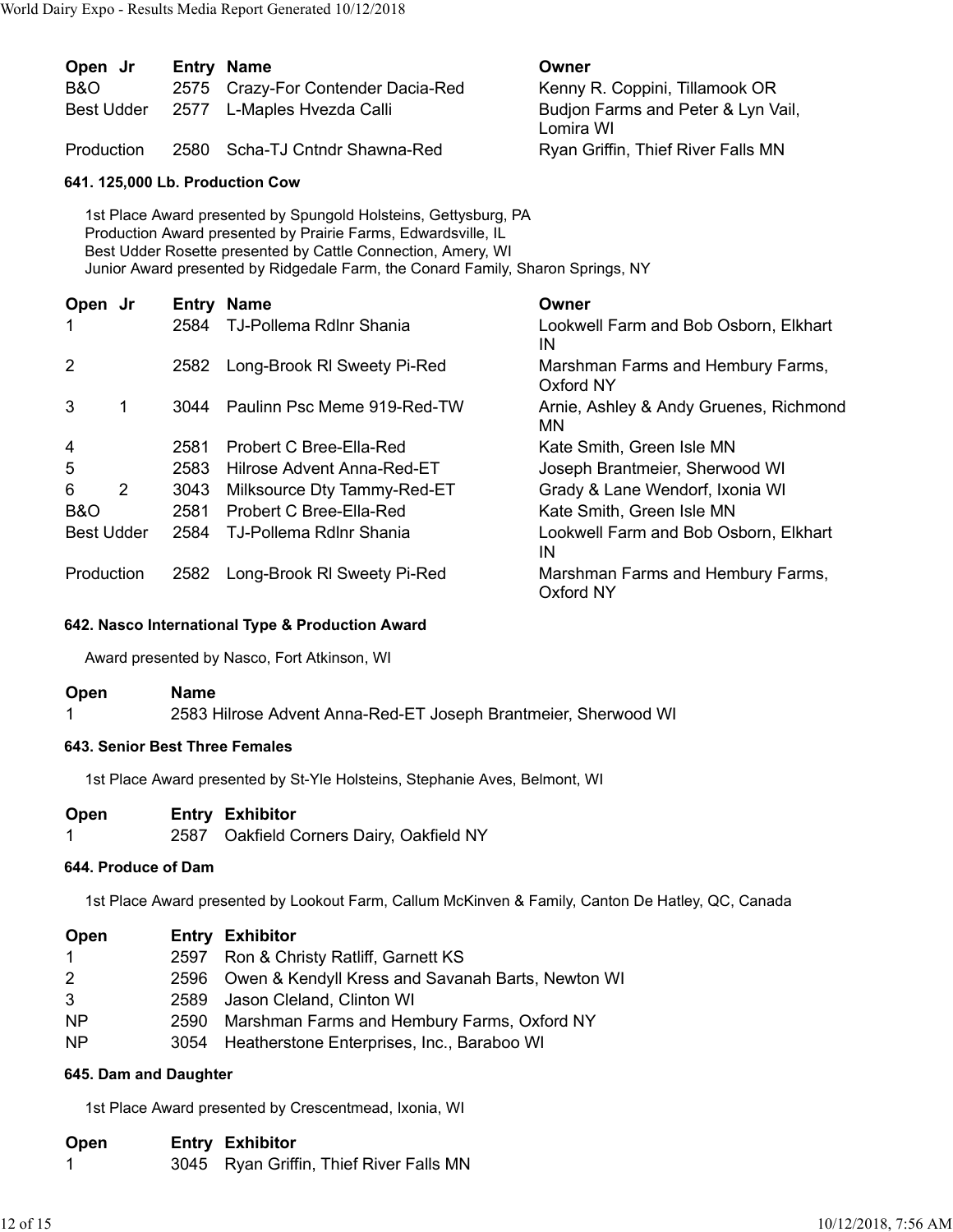| Open | Jr | Entry | Name | Owner |
|---|---|---|---|---|
| B&O | | 2575 | Crazy-For Contender Dacia-Red | Kenny R. Coppini, Tillamook OR |
| Best Udder | | 2577 | L-Maples Hvezda Calli | Budjon Farms and Peter & Lyn Vail, Lomira WI |
| Production | | 2580 | Scha-TJ Cntndr Shawna-Red | Ryan Griffin, Thief River Falls MN |

#### 641. 125,000 Lb. Production Cow

1st Place Award presented by Spungold Holsteins, Gettysburg, PA
Production Award presented by Prairie Farms, Edwardsville, IL
Best Udder Rosette presented by Cattle Connection, Amery, WI
Junior Award presented by Ridgedale Farm, the Conard Family, Sharon Springs, NY

| Open | Jr | Entry | Name | Owner |
|---|---|---|---|---|
| 1 | | 2584 | TJ-Pollema Rdlnr Shania | Lookwell Farm and Bob Osborn, Elkhart IN |
| 2 | | 2582 | Long-Brook Rl Sweety Pi-Red | Marshman Farms and Hembury Farms, Oxford NY |
| 3 | 1 | 3044 | Paulinn Psc Meme 919-Red-TW | Arnie, Ashley & Andy Gruenes, Richmond MN |
| 4 | | 2581 | Probert C Bree-Ella-Red | Kate Smith, Green Isle MN |
| 5 | | 2583 | Hilrose Advent Anna-Red-ET | Joseph Brantmeier, Sherwood WI |
| 6 | 2 | 3043 | Milksource Dty Tammy-Red-ET | Grady & Lane Wendorf, Ixonia WI |
| B&O | | 2581 | Probert C Bree-Ella-Red | Kate Smith, Green Isle MN |
| Best Udder | | 2584 | TJ-Pollema Rdlnr Shania | Lookwell Farm and Bob Osborn, Elkhart IN |
| Production | | 2582 | Long-Brook Rl Sweety Pi-Red | Marshman Farms and Hembury Farms, Oxford NY |

#### 642. Nasco International Type & Production Award

Award presented by Nasco, Fort Atkinson, WI

| Open | Name |
|---|---|
| 1 | 2583 Hilrose Advent Anna-Red-ET Joseph Brantmeier, Sherwood WI |

#### 643. Senior Best Three Females

1st Place Award presented by St-Yle Holsteins, Stephanie Aves, Belmont, WI

| Open | Entry | Exhibitor |
|---|---|---|
| 1 | 2587 | Oakfield Corners Dairy, Oakfield NY |

#### 644. Produce of Dam

1st Place Award presented by Lookout Farm, Callum McKinven & Family, Canton De Hatley, QC, Canada

| Open | Entry | Exhibitor |
|---|---|---|
| 1 | 2597 | Ron & Christy Ratliff, Garnett KS |
| 2 | 2596 | Owen & Kendyll Kress and Savanah Barts, Newton WI |
| 3 | 2589 | Jason Cleland, Clinton WI |
| NP | 2590 | Marshman Farms and Hembury Farms, Oxford NY |
| NP | 3054 | Heatherstone Enterprises, Inc., Baraboo WI |

#### 645. Dam and Daughter

1st Place Award presented by Crescentmead, Ixonia, WI

| Open | Entry | Exhibitor |
|---|---|---|
| 1 | 3045 | Ryan Griffin, Thief River Falls MN |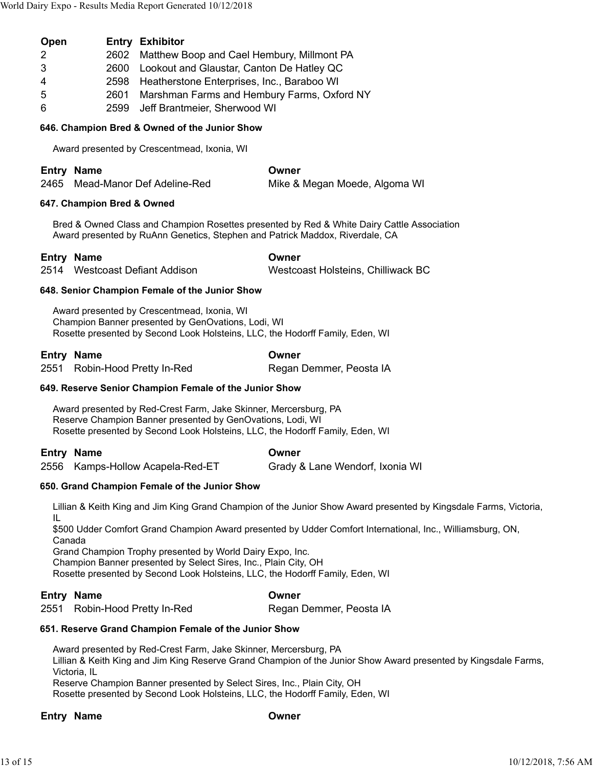| Open | Entry | Exhibitor |
| --- | --- | --- |
| 2 | 2602 | Matthew Boop and Cael Hembury, Millmont PA |
| 3 | 2600 | Lookout and Glaustar, Canton De Hatley QC |
| 4 | 2598 | Heatherstone Enterprises, Inc., Baraboo WI |
| 5 | 2601 | Marshman Farms and Hembury Farms, Oxford NY |
| 6 | 2599 | Jeff Brantmeier, Sherwood WI |

### 646. Champion Bred & Owned of the Junior Show

Award presented by Crescentmead, Ixonia, WI

| Entry | Name | Owner |
| --- | --- | --- |
| 2465 | Mead-Manor Def Adeline-Red | Mike & Megan Moede, Algoma WI |

### 647. Champion Bred & Owned

Bred & Owned Class and Champion Rosettes presented by Red & White Dairy Cattle Association
Award presented by RuAnn Genetics, Stephen and Patrick Maddox, Riverdale, CA

| Entry | Name | Owner |
| --- | --- | --- |
| 2514 | Westcoast Defiant Addison | Westcoast Holsteins, Chilliwack BC |

### 648. Senior Champion Female of the Junior Show

Award presented by Crescentmead, Ixonia, WI
Champion Banner presented by GenOvations, Lodi, WI
Rosette presented by Second Look Holsteins, LLC, the Hodorff Family, Eden, WI

| Entry | Name | Owner |
| --- | --- | --- |
| 2551 | Robin-Hood Pretty In-Red | Regan Demmer, Peosta IA |

### 649. Reserve Senior Champion Female of the Junior Show

Award presented by Red-Crest Farm, Jake Skinner, Mercersburg, PA
Reserve Champion Banner presented by GenOvations, Lodi, WI
Rosette presented by Second Look Holsteins, LLC, the Hodorff Family, Eden, WI

| Entry | Name | Owner |
| --- | --- | --- |
| 2556 | Kamps-Hollow Acapela-Red-ET | Grady & Lane Wendorf, Ixonia WI |

### 650. Grand Champion Female of the Junior Show

Lillian & Keith King and Jim King Grand Champion of the Junior Show Award presented by Kingsdale Farms, Victoria, IL
$500 Udder Comfort Grand Champion Award presented by Udder Comfort International, Inc., Williamsburg, ON, Canada
Grand Champion Trophy presented by World Dairy Expo, Inc.
Champion Banner presented by Select Sires, Inc., Plain City, OH
Rosette presented by Second Look Holsteins, LLC, the Hodorff Family, Eden, WI

| Entry | Name | Owner |
| --- | --- | --- |
| 2551 | Robin-Hood Pretty In-Red | Regan Demmer, Peosta IA |

### 651. Reserve Grand Champion Female of the Junior Show

Award presented by Red-Crest Farm, Jake Skinner, Mercersburg, PA
Lillian & Keith King and Jim King Reserve Grand Champion of the Junior Show Award presented by Kingsdale Farms, Victoria, IL
Reserve Champion Banner presented by Select Sires, Inc., Plain City, OH
Rosette presented by Second Look Holsteins, LLC, the Hodorff Family, Eden, WI

| Entry | Name | Owner |
| --- | --- | --- |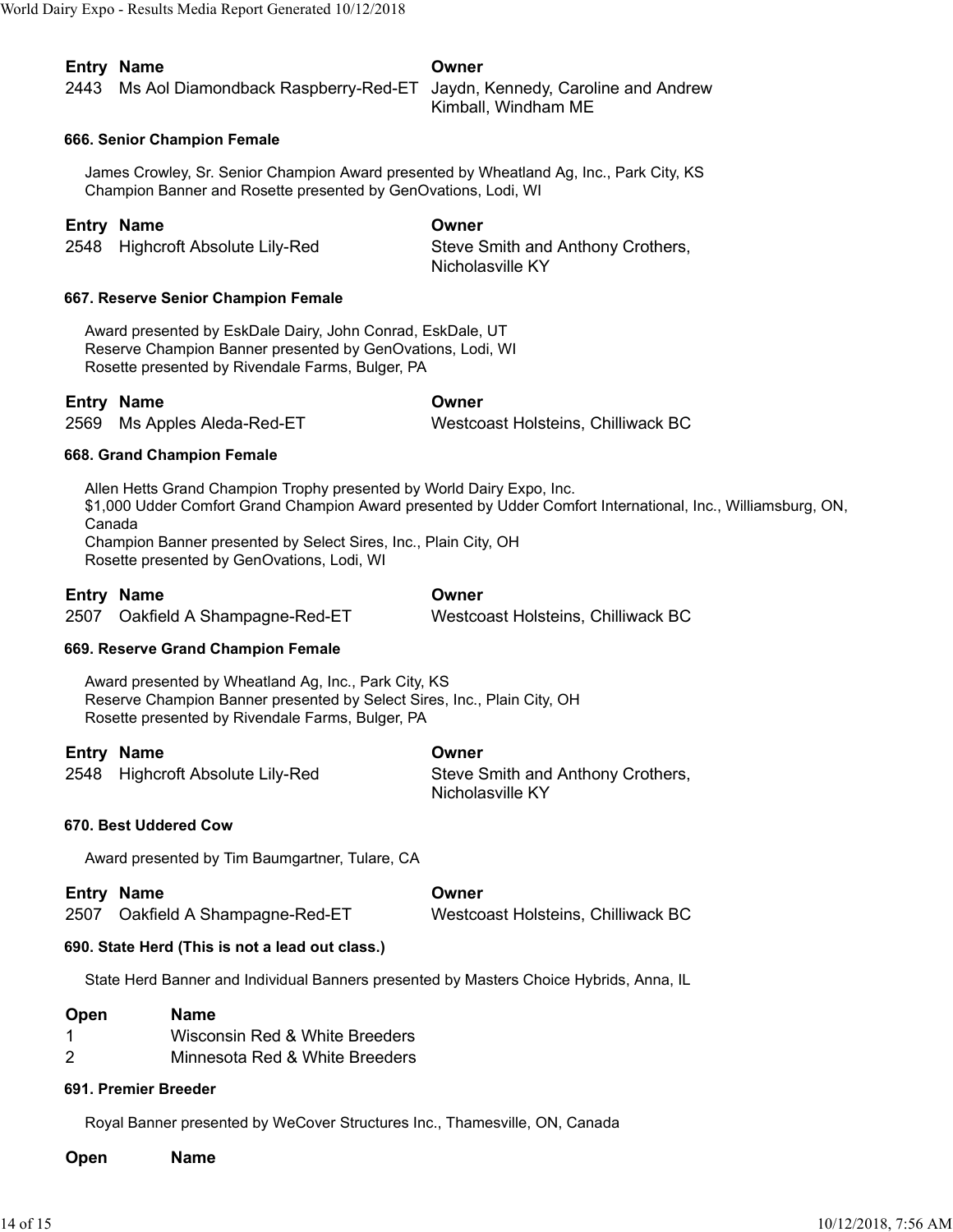| Entry | Name | Owner |
|---|---|---|
| 2443 | Ms Aol Diamondback Raspberry-Red-ET | Jaydn, Kennedy, Caroline and Andrew Kimball, Windham ME |

#### 666. Senior Champion Female

James Crowley, Sr. Senior Champion Award presented by Wheatland Ag, Inc., Park City, KS
Champion Banner and Rosette presented by GenOvations, Lodi, WI

| Entry | Name | Owner |
|---|---|---|
| 2548 | Highcroft Absolute Lily-Red | Steve Smith and Anthony Crothers, Nicholasville KY |

#### 667. Reserve Senior Champion Female

Award presented by EskDale Dairy, John Conrad, EskDale, UT
Reserve Champion Banner presented by GenOvations, Lodi, WI
Rosette presented by Rivendale Farms, Bulger, PA

| Entry | Name | Owner |
|---|---|---|
| 2569 | Ms Apples Aleda-Red-ET | Westcoast Holsteins, Chilliwack BC |

#### 668. Grand Champion Female

Allen Hetts Grand Champion Trophy presented by World Dairy Expo, Inc.
$1,000 Udder Comfort Grand Champion Award presented by Udder Comfort International, Inc., Williamsburg, ON, Canada
Champion Banner presented by Select Sires, Inc., Plain City, OH
Rosette presented by GenOvations, Lodi, WI

| Entry | Name | Owner |
|---|---|---|
| 2507 | Oakfield A Shampagne-Red-ET | Westcoast Holsteins, Chilliwack BC |

#### 669. Reserve Grand Champion Female

Award presented by Wheatland Ag, Inc., Park City, KS
Reserve Champion Banner presented by Select Sires, Inc., Plain City, OH
Rosette presented by Rivendale Farms, Bulger, PA

| Entry | Name | Owner |
|---|---|---|
| 2548 | Highcroft Absolute Lily-Red | Steve Smith and Anthony Crothers, Nicholasville KY |

#### 670. Best Uddered Cow

Award presented by Tim Baumgartner, Tulare, CA

| Entry | Name | Owner |
|---|---|---|
| 2507 | Oakfield A Shampagne-Red-ET | Westcoast Holsteins, Chilliwack BC |

#### 690. State Herd (This is not a lead out class.)

State Herd Banner and Individual Banners presented by Masters Choice Hybrids, Anna, IL

| Open | Name |
|---|---|
| 1 | Wisconsin Red & White Breeders |
| 2 | Minnesota Red & White Breeders |

#### 691. Premier Breeder

Royal Banner presented by WeCover Structures Inc., Thamesville, ON, Canada

| Open | Name |
|---|---|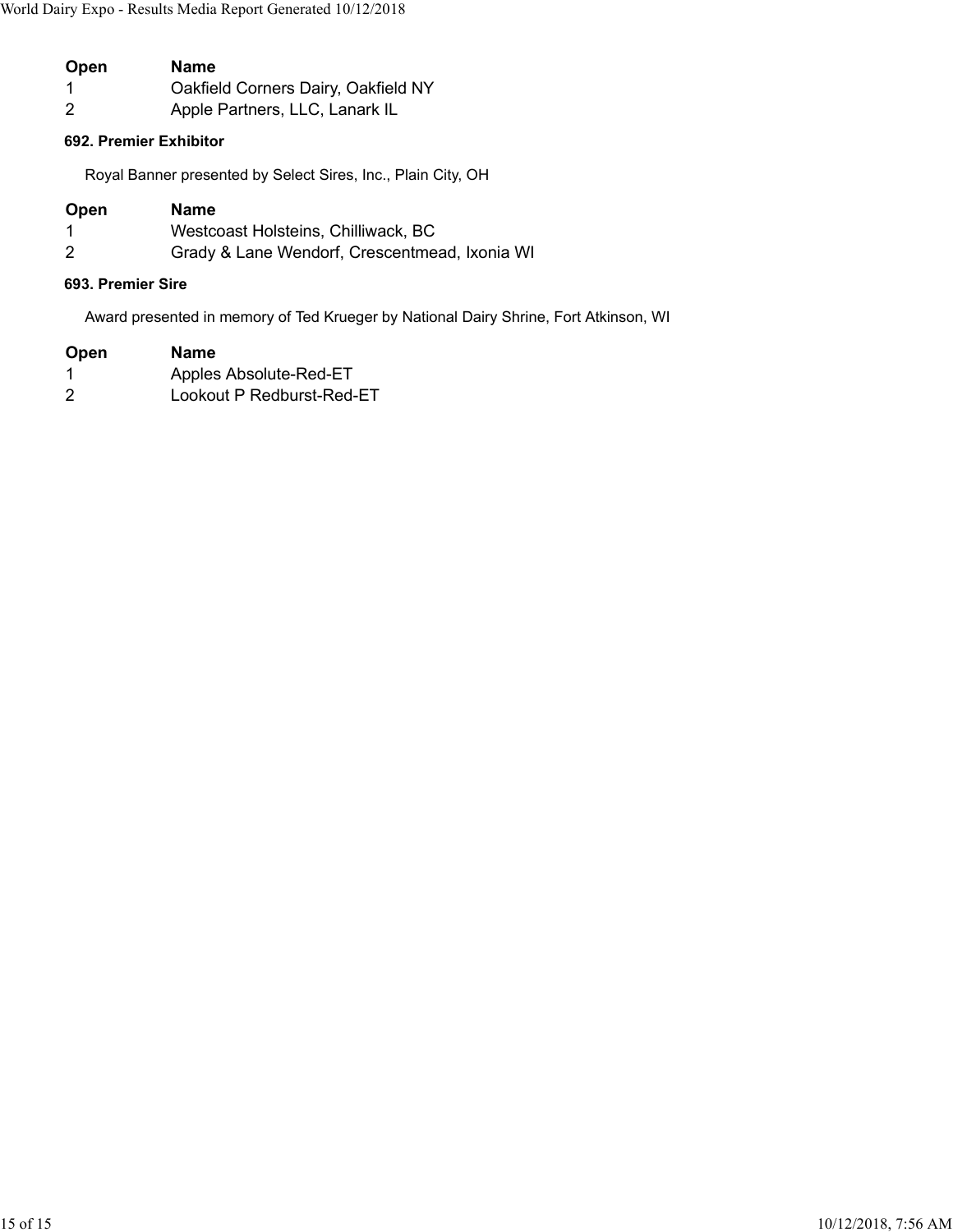| Open | Name |
|---|---|
| 1 | Oakfield Corners Dairy, Oakfield NY |
| 2 | Apple Partners, LLC, Lanark IL |

### 692. Premier Exhibitor

Royal Banner presented by Select Sires, Inc., Plain City, OH

| Open | Name |
|---|---|
| 1 | Westcoast Holsteins, Chilliwack, BC |
| 2 | Grady & Lane Wendorf, Crescentmead, Ixonia WI |

### 693. Premier Sire

Award presented in memory of Ted Krueger by National Dairy Shrine, Fort Atkinson, WI

| Open | Name |
|---|---|
| 1 | Apples Absolute-Red-ET |
| 2 | Lookout P Redburst-Red-ET |